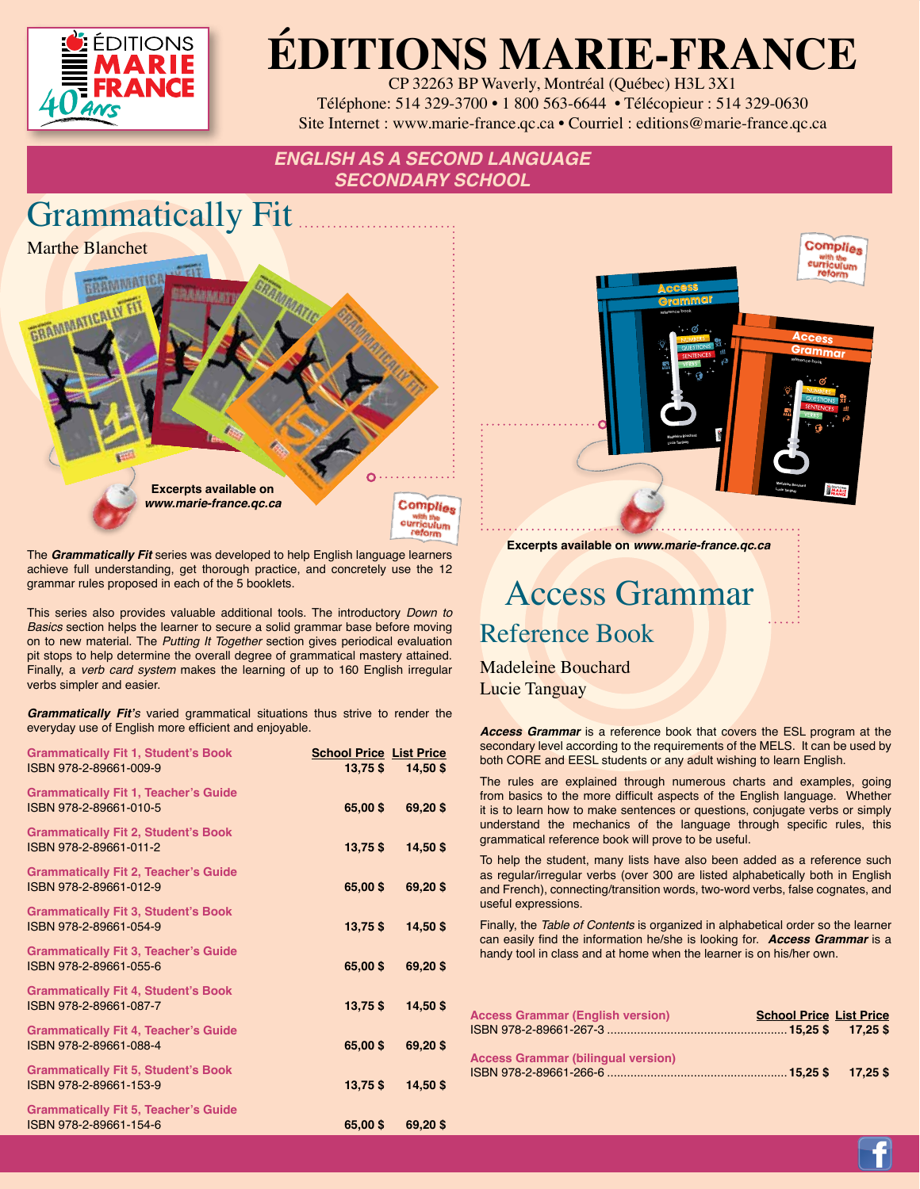# ÉDITIONS MARIE-FRANCE

CP 32263 BP Waverly, Montréal (Québec) H3L 3X1
Téléphone: 514 329-3700 • 1 800 563-6644 • Télécopieur : 514 329-0630
Site Internet : www.marie-france.qc.ca • Courriel : editions@marie-france.qc.ca

***ENGLISH AS A SECOND LANGUAGE***
***SECONDARY SCHOOL***

## Grammatically Fit

Marthe Blanchet

**Excerpts available on** ***www.marie-france.qc.ca***

Complies with the curriculum reform

The ***Grammatically Fit*** series was developed to help English language learners achieve full understanding, get thorough practice, and concretely use the 12 grammar rules proposed in each of the 5 booklets.

This series also provides valuable additional tools. The introductory *Down to Basics* section helps the learner to secure a solid grammar base before moving on to new material. The *Putting It Together* section gives periodical evaluation pit stops to help determine the overall degree of grammatical mastery attained. Finally, a *verb card system* makes the learning of up to 160 English irregular verbs simpler and easier.

***Grammatically Fit's*** varied grammatical situations thus strive to render the everyday use of English more efficient and enjoyable.

| | School Price | List Price |
|---|---|---|
| **Grammatically Fit 1, Student's Book**<br>ISBN 978-2-89661-009-9 | **13,75 $** | **14,50 $** |
| **Grammatically Fit 1, Teacher's Guide**<br>ISBN 978-2-89661-010-5 | **65,00 $** | **69,20 $** |
| **Grammatically Fit 2, Student's Book**<br>ISBN 978-2-89661-011-2 | **13,75 $** | **14,50 $** |
| **Grammatically Fit 2, Teacher's Guide**<br>ISBN 978-2-89661-012-9 | **65,00 $** | **69,20 $** |
| **Grammatically Fit 3, Student's Book**<br>ISBN 978-2-89661-054-9 | **13,75 $** | **14,50 $** |
| **Grammatically Fit 3, Teacher's Guide**<br>ISBN 978-2-89661-055-6 | **65,00 $** | **69,20 $** |
| **Grammatically Fit 4, Student's Book**<br>ISBN 978-2-89661-087-7 | **13,75 $** | **14,50 $** |
| **Grammatically Fit 4, Teacher's Guide**<br>ISBN 978-2-89661-088-4 | **65,00 $** | **69,20 $** |
| **Grammatically Fit 5, Student's Book**<br>ISBN 978-2-89661-153-9 | **13,75 $** | **14,50 $** |
| **Grammatically Fit 5, Teacher's Guide**<br>ISBN 978-2-89661-154-6 | **65,00 $** | **69,20 $** |

Complies with the curriculum reform

**Excerpts available on** ***www.marie-france.qc.ca***

## Access Grammar

### Reference Book

Madeleine Bouchard
Lucie Tanguay

***Access Grammar*** is a reference book that covers the ESL program at the secondary level according to the requirements of the MELS. It can be used by both CORE and EESL students or any adult wishing to learn English.

The rules are explained through numerous charts and examples, going from basics to the more difficult aspects of the English language. Whether it is to learn how to make sentences or questions, conjugate verbs or simply understand the mechanics of the language through specific rules, this grammatical reference book will prove to be useful.

To help the student, many lists have also been added as a reference such as regular/irregular verbs (over 300 are listed alphabetically both in English and French), connecting/transition words, two-word verbs, false cognates, and useful expressions.

Finally, the *Table of Contents* is organized in alphabetical order so the learner can easily find the information he/she is looking for. ***Access Grammar*** is a handy tool in class and at home when the learner is on his/her own.

| | School Price | List Price |
|---|---|---|
| **Access Grammar (English version)**<br>ISBN 978-2-89661-267-3 | **15,25 $** | **17,25 $** |
| **Access Grammar (bilingual version)**<br>ISBN 978-2-89661-266-6 | **15,25 $** | **17,25 $** |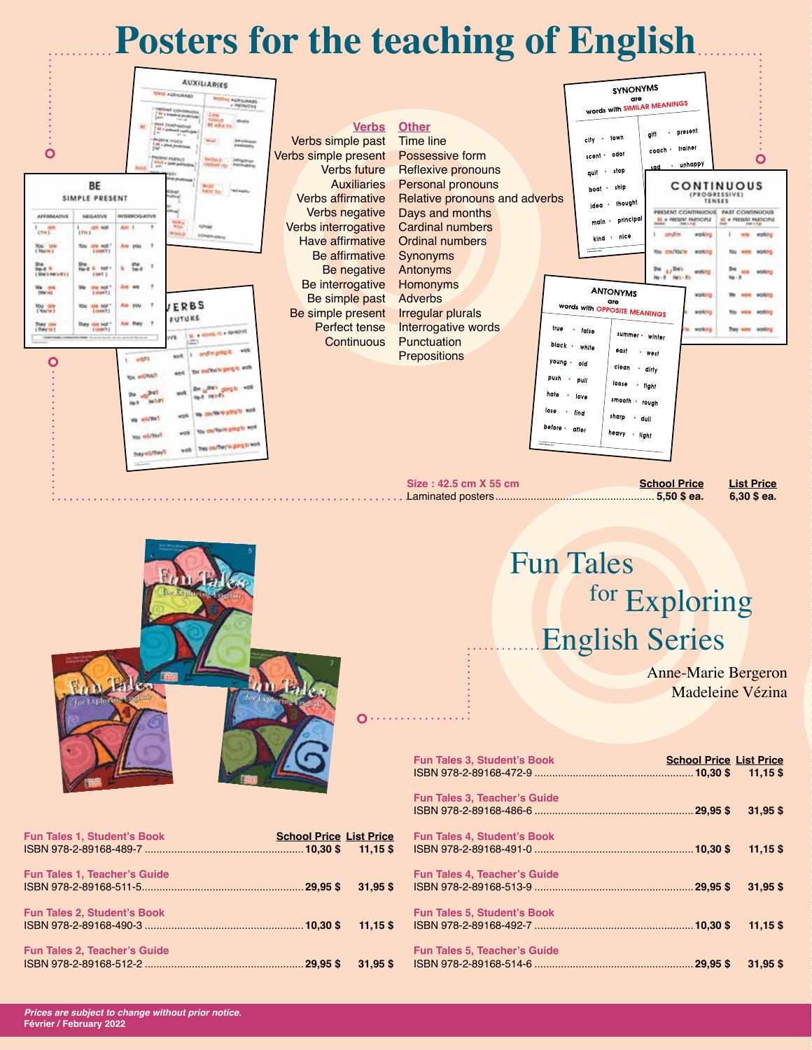# Posters for the teaching of English

| Verbs | Other |
|---|---|
| Verbs simple past | Time line |
| Verbs simple present | Possessive form |
| Verbs future | Reflexive pronouns |
| Auxiliaries | Personal pronouns |
| Verbs affirmative | Relative pronouns and adverbs |
| Verbs negative | Days and months |
| Verbs interrogative | Cardinal numbers |
| Have affirmative | Ordinal numbers |
| Be affirmative | Synonyms |
| Be negative | Antonyms |
| Be interrogative | Homonyms |
| Be simple past | Adverbs |
| Be simple present | Irregular plurals |
| Perfect tense | Interrogative words |
| Continuous | Punctuation |
| | Prepositions |

**Size : 42.5 cm X 55 cm**

| | School Price | List Price |
|---|---|---|
| Laminated posters | 5,50 $ ea. | 6,30 $ ea. |

# Fun Tales for Exploring English Series

Anne-Marie Bergeron
Madeleine Vézina

| | School Price | List Price |
|---|---|---|
| **Fun Tales 1, Student's Book** ISBN 978-2-89168-489-7 | 10,30 $ | 11,15 $ |
| **Fun Tales 1, Teacher's Guide** ISBN 978-2-89168-511-5 | 29,95 $ | 31,95 $ |
| **Fun Tales 2, Student's Book** ISBN 978-2-89168-490-3 | 10,30 $ | 11,15 $ |
| **Fun Tales 2, Teacher's Guide** ISBN 978-2-89168-512-2 | 29,95 $ | 31,95 $ |
| **Fun Tales 3, Student's Book** ISBN 978-2-89168-472-9 | 10,30 $ | 11,15 $ |
| **Fun Tales 3, Teacher's Guide** ISBN 978-2-89168-486-6 | 29,95 $ | 31,95 $ |
| **Fun Tales 4, Student's Book** ISBN 978-2-89168-491-0 | 10,30 $ | 11,15 $ |
| **Fun Tales 4, Teacher's Guide** ISBN 978-2-89168-513-9 | 29,95 $ | 31,95 $ |
| **Fun Tales 5, Student's Book** ISBN 978-2-89168-492-7 | 10,30 $ | 11,15 $ |
| **Fun Tales 5, Teacher's Guide** ISBN 978-2-89168-514-6 | 29,95 $ | 31,95 $ |

***Prices are subject to change without prior notice.***
**Février / February 2022**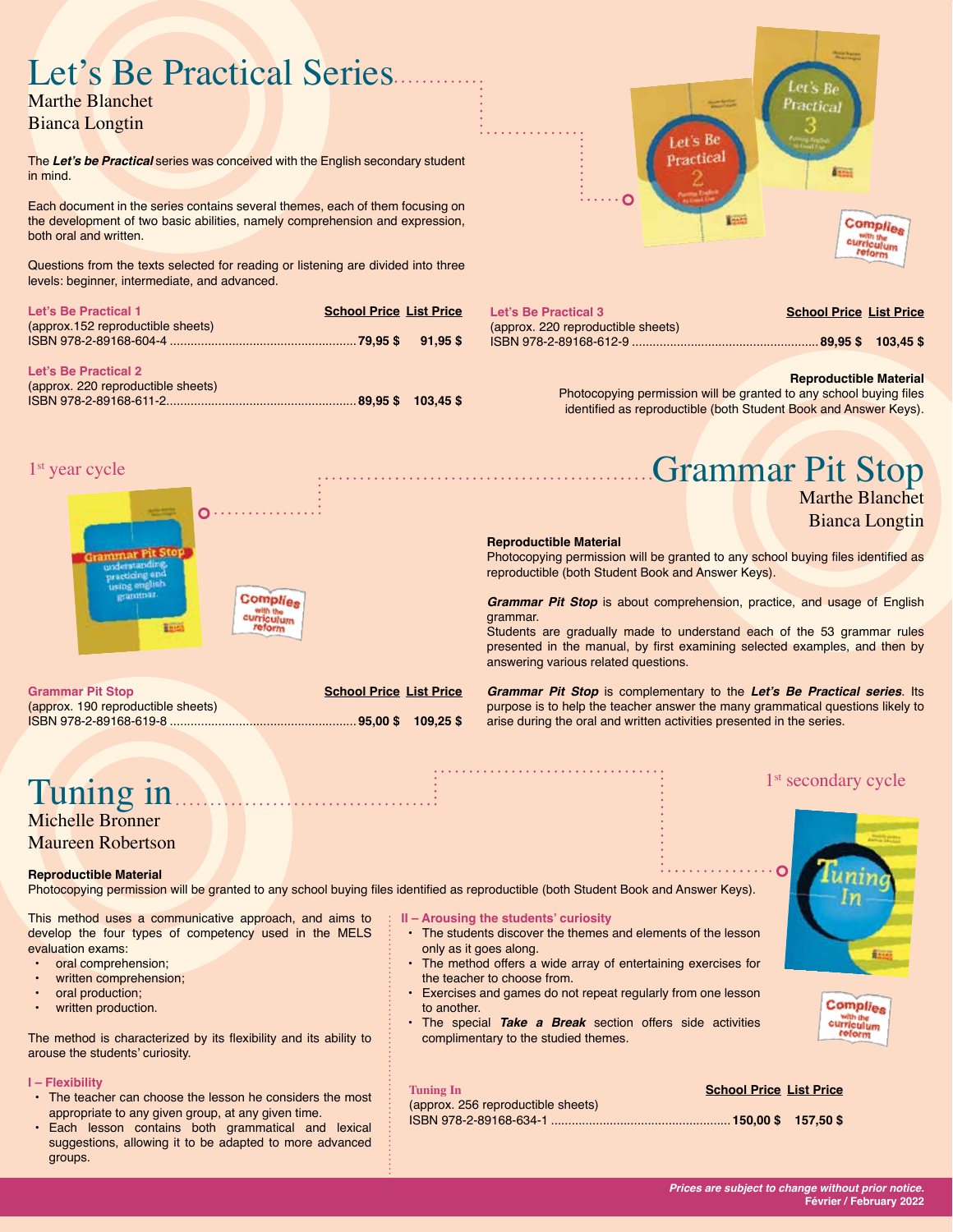# Let's Be Practical Series

Marthe Blanchet
Bianca Longtin

The ***Let's be Practical*** series was conceived with the English secondary student in mind.

Each document in the series contains several themes, each of them focusing on the development of two basic abilities, namely comprehension and expression, both oral and written.

Questions from the texts selected for reading or listening are divided into three levels: beginner, intermediate, and advanced.

| | School Price | List Price |
|---|---|---|
| **Let's Be Practical 1** (approx.152 reproductible sheets) ISBN 978-2-89168-604-4 | **79,95 $** | **91,95 $** |
| **Let's Be Practical 2** (approx. 220 reproductible sheets) ISBN 978-2-89168-611-2 | **89,95 $** | **103,45 $** |
| **Let's Be Practical 3** (approx. 220 reproductible sheets) ISBN 978-2-89168-612-9 | **89,95 $** | **103,45 $** |

**Reproductible Material**
Photocopying permission will be granted to any school buying files identified as reproductible (both Student Book and Answer Keys).

Complies with the curriculum reform

1st year cycle

# Grammar Pit Stop

Marthe Blanchet
Bianca Longtin

**Reproductible Material**
Photocopying permission will be granted to any school buying files identified as reproductible (both Student Book and Answer Keys).

***Grammar Pit Stop*** is about comprehension, practice, and usage of English grammar.
Students are gradually made to understand each of the 53 grammar rules presented in the manual, by first examining selected examples, and then by answering various related questions.

***Grammar Pit Stop*** is complementary to the ***Let's Be Practical series***. Its purpose is to help the teacher answer the many grammatical questions likely to arise during the oral and written activities presented in the series.

| | School Price | List Price |
|---|---|---|
| **Grammar Pit Stop** (approx. 190 reproductible sheets) ISBN 978-2-89168-619-8 | **95,00 $** | **109,25 $** |

Complies with the curriculum reform

1st secondary cycle

# Tuning in

Michelle Bronner
Maureen Robertson

**Reproductible Material**
Photocopying permission will be granted to any school buying files identified as reproductible (both Student Book and Answer Keys).

This method uses a communicative approach, and aims to develop the four types of competency used in the MELS evaluation exams:

- oral comprehension;
- written comprehension;
- oral production;
- written production.

The method is characterized by its flexibility and its ability to arouse the students' curiosity.

**I – Flexibility**

- The teacher can choose the lesson he considers the most appropriate to any given group, at any given time.
- Each lesson contains both grammatical and lexical suggestions, allowing it to be adapted to more advanced groups.

**II – Arousing the students' curiosity**

- The students discover the themes and elements of the lesson only as it goes along.
- The method offers a wide array of entertaining exercises for the teacher to choose from.
- Exercises and games do not repeat regularly from one lesson to another.
- The special ***Take a Break*** section offers side activities complimentary to the studied themes.

| | School Price | List Price |
|---|---|---|
| **Tuning In** (approx. 256 reproductible sheets) ISBN 978-2-89168-634-1 | **150,00 $** | **157,50 $** |

Complies with the curriculum reform

***Prices are subject to change without prior notice.***
**Février / February 2022**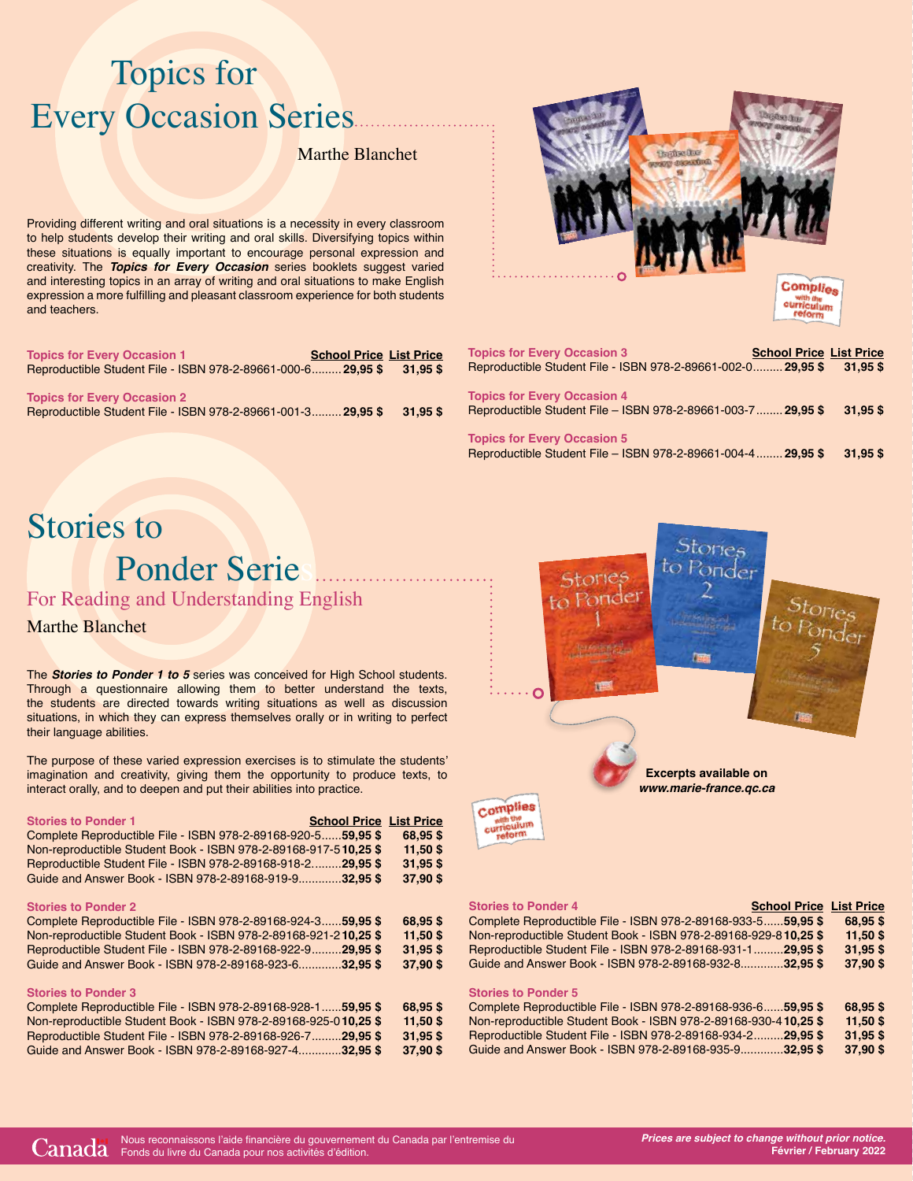# Topics for Every Occasion Series

Marthe Blanchet

Providing different writing and oral situations is a necessity in every classroom to help students develop their writing and oral skills. Diversifying topics within these situations is equally important to encourage personal expression and creativity. The ***Topics for Every Occasion*** series booklets suggest varied and interesting topics in an array of writing and oral situations to make English expression a more fulfilling and pleasant classroom experience for both students and teachers.

Complies with the curriculum reform

| Topics for Every Occasion 1 | School Price | List Price |
|---|---|---|
| Reproductible Student File - ISBN 978-2-89661-000-6 | 29,95 $ | 31,95 $ |

| Topics for Every Occasion 2 | | |
|---|---|---|
| Reproductible Student File - ISBN 978-2-89661-001-3 | 29,95 $ | 31,95 $ |

| Topics for Every Occasion 3 | School Price | List Price |
|---|---|---|
| Reproductible Student File - ISBN 978-2-89661-002-0 | 29,95 $ | 31,95 $ |

| Topics for Every Occasion 4 | | |
|---|---|---|
| Reproductible Student File – ISBN 978-2-89661-003-7 | 29,95 $ | 31,95 $ |

| Topics for Every Occasion 5 | | |
|---|---|---|
| Reproductible Student File – ISBN 978-2-89661-004-4 | 29,95 $ | 31,95 $ |

# Stories to Ponder Series

## For Reading and Understanding English

Marthe Blanchet

The ***Stories to Ponder 1 to 5*** series was conceived for High School students. Through a questionnaire allowing them to better understand the texts, the students are directed towards writing situations as well as discussion situations, in which they can express themselves orally or in writing to perfect their language abilities.

The purpose of these varied expression exercises is to stimulate the students' imagination and creativity, giving them the opportunity to produce texts, to interact orally, and to deepen and put their abilities into practice.

**Excerpts available on** ***www.marie-france.qc.ca***

Complies with the curriculum reform

| Stories to Ponder 1 | School Price | List Price |
|---|---|---|
| Complete Reproductible File - ISBN 978-2-89168-920-5 | 59,95 $ | 68,95 $ |
| Non-reproductible Student Book - ISBN 978-2-89168-917-5 | 10,25 $ | 11,50 $ |
| Reproductible Student File - ISBN 978-2-89168-918-2 | 29,95 $ | 31,95 $ |
| Guide and Answer Book - ISBN 978-2-89168-919-9 | 32,95 $ | 37,90 $ |

| Stories to Ponder 2 | | |
|---|---|---|
| Complete Reproductible File - ISBN 978-2-89168-924-3 | 59,95 $ | 68,95 $ |
| Non-reproductible Student Book - ISBN 978-2-89168-921-2 | 10,25 $ | 11,50 $ |
| Reproductible Student File - ISBN 978-2-89168-922-9 | 29,95 $ | 31,95 $ |
| Guide and Answer Book - ISBN 978-2-89168-923-6 | 32,95 $ | 37,90 $ |

| Stories to Ponder 3 | | |
|---|---|---|
| Complete Reproductible File - ISBN 978-2-89168-928-1 | 59,95 $ | 68,95 $ |
| Non-reproductible Student Book - ISBN 978-2-89168-925-0 | 10,25 $ | 11,50 $ |
| Reproductible Student File - ISBN 978-2-89168-926-7 | 29,95 $ | 31,95 $ |
| Guide and Answer Book - ISBN 978-2-89168-927-4 | 32,95 $ | 37,90 $ |

| Stories to Ponder 4 | School Price | List Price |
|---|---|---|
| Complete Reproductible File - ISBN 978-2-89168-933-5 | 59,95 $ | 68,95 $ |
| Non-reproductible Student Book - ISBN 978-2-89168-929-8 | 10,25 $ | 11,50 $ |
| Reproductible Student File - ISBN 978-2-89168-931-1 | 29,95 $ | 31,95 $ |
| Guide and Answer Book - ISBN 978-2-89168-932-8 | 32,95 $ | 37,90 $ |

| Stories to Ponder 5 | | |
|---|---|---|
| Complete Reproductible File - ISBN 978-2-89168-936-6 | 59,95 $ | 68,95 $ |
| Non-reproductible Student Book - ISBN 978-2-89168-930-4 | 10,25 $ | 11,50 $ |
| Reproductible Student File - ISBN 978-2-89168-934-2 | 29,95 $ | 31,95 $ |
| Guide and Answer Book - ISBN 978-2-89168-935-9 | 32,95 $ | 37,90 $ |

Canada — Nous reconnaissons l'aide financière du gouvernement du Canada par l'entremise du Fonds du livre du Canada pour nos activités d'édition.

***Prices are subject to change without prior notice.***
**Février / February 2022**